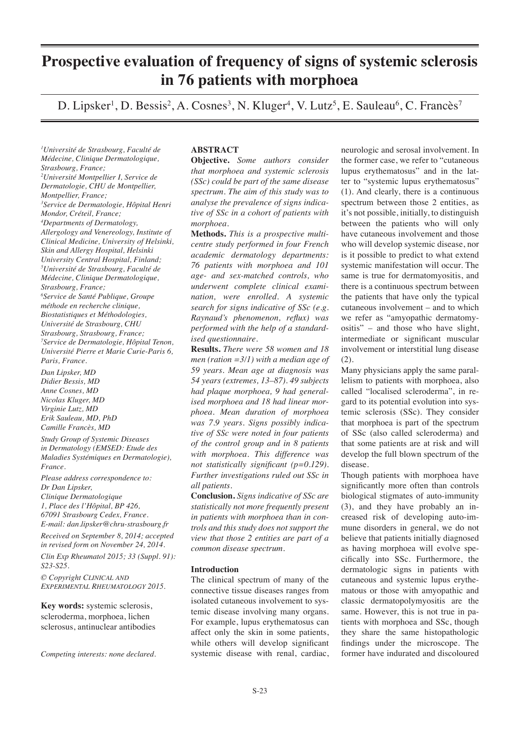# Prospective evaluation of frequency of signs of systemic sclerosis in 76 patients with morphoea

D. Lipsker[1], D. Bessis[2], A. Cosnes[3], N. Kluger[4], V. Lutz[5], E. Sauleau[6], C. Francès[7]

[1]*Université de Strasbourg, Faculté de Médecine, Clinique Dermatologique, Strasbourg, France;*
[2]*Université Montpellier I, Service de Dermatologie, CHU de Montpellier, Montpellier, France;*
[3]*Service de Dermatologie, Hôpital Henri Mondor, Créteil, France;*
[4]*Departments of Dermatology, Allergology and Venereology, Institute of Clinical Medicine, University of Helsinki, Skin and Allergy Hospital, Helsinki University Central Hospital, Finland;*
[5]*Université de Strasbourg, Faculté de Médecine, Clinique Dermatologique, Strasbourg, France;*
[6]*Service de Santé Publique, Groupe méthode en recherche clinique, Biostatistiques et Méthodologies, Université de Strasbourg, CHU Strasbourg, Strasbourg, France;*
[7]*Service de Dermatologie, Hôpital Tenon, Université Pierre et Marie Curie-Paris 6, Paris, France.*

*Dan Lipsker, MD*
*Didier Bessis, MD*
*Anne Cosnes, MD*
*Nicolas Kluger, MD*
*Virginie Lutz, MD*
*Erik Sauleau, MD, PhD*
*Camille Francès, MD*

*Study Group of Systemic Diseases in Dermatology (EMSED: Etude des Maladies Systémiques en Dermatologie), France.*

*Please address correspondence to: Dr Dan Lipsker, Clinique Dermatologique 1, Place des l'Hôpital, BP 426, 67091 Strasbourg Cedex, France. E-mail: dan.lipsker@chru-strasbourg.fr*

*Received on September 8, 2014; accepted in revised form on November 24, 2014.*

*Clin Exp Rheumatol 2015; 33 (Suppl. 91): S23-S25.*

*© Copyright Clinical and Experimental Rheumatology 2015.*

**Key words:** systemic sclerosis, scleroderma, morphoea, lichen sclerosus, antinuclear antibodies

*Competing interests: none declared.*

## ABSTRACT

**Objective.** *Some authors consider that morphoea and systemic sclerosis (SSc) could be part of the same disease spectrum. The aim of this study was to analyse the prevalence of signs indicative of SSc in a cohort of patients with morphoea.*

**Methods.** *This is a prospective multicentre study performed in four French academic dermatology departments: 76 patients with morphoea and 101 age- and sex-matched controls, who underwent complete clinical examination, were enrolled. A systemic search for signs indicative of SSc (e.g. Raynaud's phenomenon, reflux) was performed with the help of a standardised questionnaire.*

**Results.** *There were 58 women and 18 men (ration =3/1) with a median age of 59 years. Mean age at diagnosis was 54 years (extremes, 13–87). 49 subjects had plaque morphoea, 9 had generalised morphoea and 18 had linear morphoea. Mean duration of morphoea was 7.9 years. Signs possibly indicative of SSc were noted in four patients of the control group and in 8 patients with morphoea. This difference was not statistically significant (p=0.129). Further investigations ruled out SSc in all patients.*

**Conclusion.** *Signs indicative of SSc are statistically not more frequently present in patients with morphoea than in controls and this study does not support the view that those 2 entities are part of a common disease spectrum.*

## Introduction

The clinical spectrum of many of the connective tissue diseases ranges from isolated cutaneous involvement to systemic disease involving many organs. For example, lupus erythematosus can affect only the skin in some patients, while others will develop significant systemic disease with renal, cardiac, neurologic and serosal involvement. In the former case, we refer to "cutaneous lupus erythematosus" and in the latter to "systemic lupus erythematosus" (1). And clearly, there is a continuous spectrum between those 2 entities, as it's not possible, initially, to distinguish between the patients who will only have cutaneous involvement and those who will develop systemic disease, nor is it possible to predict to what extend systemic manifestation will occur. The same is true for dermatomyositis, and there is a continuous spectrum between the patients that have only the typical cutaneous involvement – and to which we refer as "amyopathic dermatomyositis" – and those who have slight, intermediate or significant muscular involvement or interstitial lung disease (2).

Many physicians apply the same parallelism to patients with morphoea, also called "localised scleroderma", in regard to its potential evolution into systemic sclerosis (SSc). They consider that morphoea is part of the spectrum of SSc (also called scleroderma) and that some patients are at risk and will develop the full blown spectrum of the disease.

Though patients with morphoea have significantly more often than controls biological stigmates of auto-immunity (3), and they have probably an increased risk of developing auto-immune disorders in general, we do not believe that patients initially diagnosed as having morphoea will evolve specifically into SSc. Furthermore, the dermatologic signs in patients with cutaneous and systemic lupus erythematous or those with amyopathic and classic dermatopolymyositis are the same. However, this is not true in patients with morphoea and SSc, though they share the same histopathologic findings under the microscope. The former have indurated and discoloured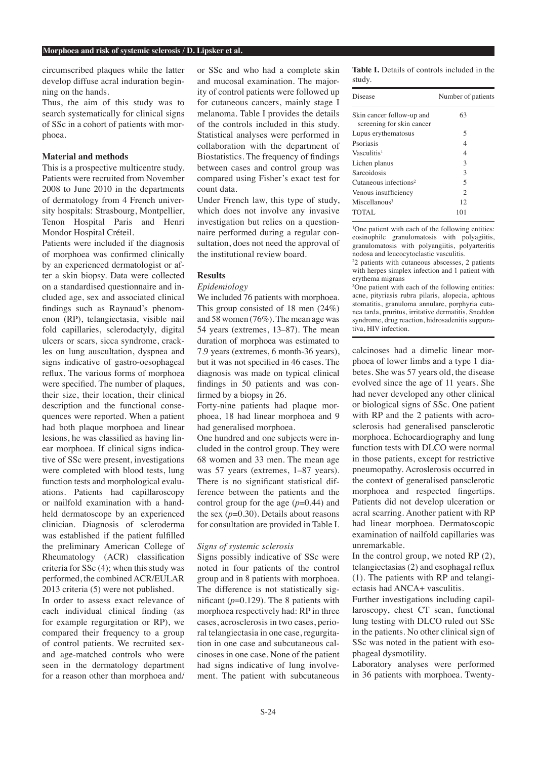circumscribed plaques while the latter develop diffuse acral induration beginning on the hands.

Thus, the aim of this study was to search systematically for clinical signs of SSc in a cohort of patients with morphoea.

**Material and methods**

This is a prospective multicentre study. Patients were recruited from November 2008 to June 2010 in the departments of dermatology from 4 French university hospitals: Strasbourg, Montpellier, Tenon Hospital Paris and Henri Mondor Hospital Créteil.

Patients were included if the diagnosis of morphoea was confirmed clinically by an experienced dermatologist or after a skin biopsy. Data were collected on a standardised questionnaire and included age, sex and associated clinical findings such as Raynaud's phenomenon (RP), telangiectasia, visible nail fold capillaries, sclerodactyly, digital ulcers or scars, sicca syndrome, crackles on lung auscultation, dyspnea and signs indicative of gastro-oesophageal reflux. The various forms of morphoea were specified. The number of plaques, their size, their location, their clinical description and the functional consequences were reported. When a patient had both plaque morphoea and linear lesions, he was classified as having linear morphoea. If clinical signs indicative of SSc were present, investigations were completed with blood tests, lung function tests and morphological evaluations. Patients had capillaroscopy or nailfold examination with a handheld dermatoscope by an experienced clinician. Diagnosis of scleroderma was established if the patient fulfilled the preliminary American College of Rheumatology (ACR) classification criteria for SSc (4); when this study was performed, the combined ACR/EULAR 2013 criteria (5) were not published.

In order to assess exact relevance of each individual clinical finding (as for example regurgitation or RP), we compared their frequency to a group of control patients. We recruited sex- and age-matched controls who were seen in the dermatology department for a reason other than morphoea and/or SSc and who had a complete skin and mucosal examination. The majority of control patients were followed up for cutaneous cancers, mainly stage I melanoma. Table I provides the details of the controls included in this study. Statistical analyses were performed in collaboration with the department of Biostatistics. The frequency of findings between cases and control group was compared using Fisher's exact test for count data.

Under French law, this type of study, which does not involve any invasive investigation but relies on a questionnaire performed during a regular consultation, does not need the approval of the institutional review board.

**Table I.** Details of controls included in the study.

| Disease | Number of patients |
|---|---|
| Skin cancer follow-up and screening for skin cancer | 63 |
| Lupus erythematosus | 5 |
| Psoriasis | 4 |
| Vasculitis[1] | 4 |
| Lichen planus | 3 |
| Sarcoidosis | 3 |
| Cutaneous infections[2] | 5 |
| Venous insufficiency | 2 |
| Miscellanous[3] | 12 |
| TOTAL | 101 |

[1]One patient with each of the following entities: eosinophilc granulomatosis with polyagiitis, granulomatosis with polyangiitis, polyarteritis nodosa and leucocytoclastic vasculitis.
[2]2 patients with cutaneous abscesses, 2 patients with herpes simplex infection and 1 patient with erythema migrans
[3]One patient with each of the following entities: acne, pityriasis rubra pilaris, alopecia, aphtous stomatitis, granuloma annulare, porphyria cutanea tarda, pruritus, irritative dermatitis, Sneddon syndrome, drug reaction, hidrosadenitis suppurativa, HIV infection.

**Results**

*Epidemiology*

We included 76 patients with morphoea. This group consisted of 18 men (24%) and 58 women (76%). The mean age was 54 years (extremes, 13–87). The mean duration of morphoea was estimated to 7.9 years (extremes, 6 month-36 years), but it was not specified in 46 cases. The diagnosis was made on typical clinical findings in 50 patients and was confirmed by a biopsy in 26.

Forty-nine patients had plaque morphoea, 18 had linear morphoea and 9 had generalised morphoea.

One hundred and one subjects were included in the control group. They were 68 women and 33 men. The mean age was 57 years (extremes, 1–87 years). There is no significant statistical difference between the patients and the control group for the age ($p$=0.44) and the sex ($p$=0.30). Details about reasons for consultation are provided in Table I.

*Signs of systemic sclerosis*

Signs possibly indicative of SSc were noted in four patients of the control group and in 8 patients with morphoea. The difference is not statistically significant ($p$=0.129). The 8 patients with morphoea respectively had: RP in three cases, acrosclerosis in two cases, perioral telangiectasia in one case, regurgitation in one case and subcutaneous calcinoses in one case. None of the patient had signs indicative of lung involvement. The patient with subcutaneous calcinoses had a dimelic linear morphoea of lower limbs and a type 1 diabetes. She was 57 years old, the disease evolved since the age of 11 years. She had never developed any other clinical or biological signs of SSc. One patient with RP and the 2 patients with acrosclerosis had generalised pansclerotic morphoea. Echocardiography and lung function tests with DLCO were normal in those patients, except for restrictive pneumopathy. Acroslerosis occurred in the context of generalised pansclerotic morphoea and respected fingertips. Patients did not develop ulceration or acral scarring. Another patient with RP had linear morphoea. Dermatoscopic examination of nailfold capillaries was unremarkable.

In the control group, we noted RP (2), telangiectasias (2) and esophagal reflux (1). The patients with RP and telangiectasis had ANCA+ vasculitis.

Further investigations including capillaroscopy, chest CT scan, functional lung testing with DLCO ruled out SSc in the patients. No other clinical sign of SSc was noted in the patient with esophageal dysmotility.

Laboratory analyses were performed in 36 patients with morphoea. Twenty-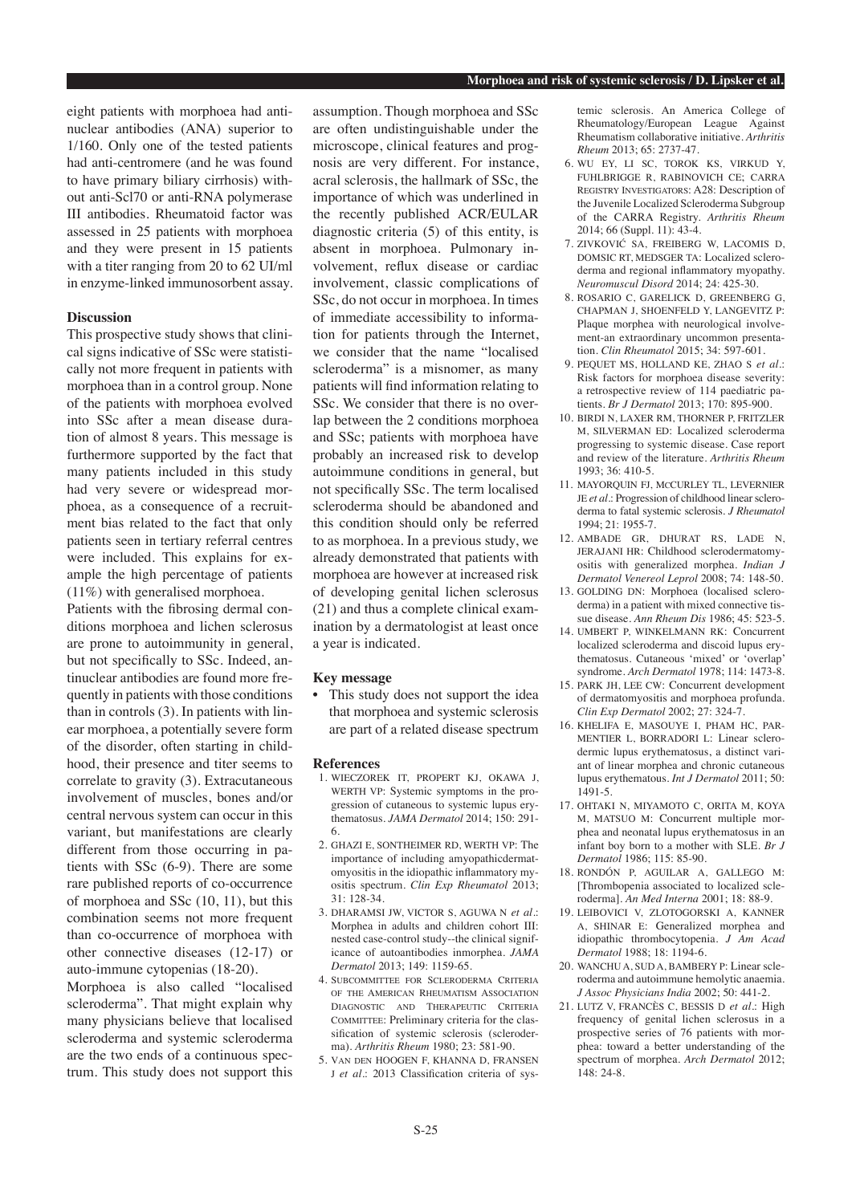eight patients with morphoea had antinuclear antibodies (ANA) superior to 1/160. Only one of the tested patients had anti-centromere (and he was found to have primary biliary cirrhosis) without anti-Scl70 or anti-RNA polymerase III antibodies. Rheumatoid factor was assessed in 25 patients with morphoea and they were present in 15 patients with a titer ranging from 20 to 62 UI/ml in enzyme-linked immunosorbent assay.

## Discussion

This prospective study shows that clinical signs indicative of SSc were statistically not more frequent in patients with morphoea than in a control group. None of the patients with morphoea evolved into SSc after a mean disease duration of almost 8 years. This message is furthermore supported by the fact that many patients included in this study had very severe or widespread morphoea, as a consequence of a recruitment bias related to the fact that only patients seen in tertiary referral centres were included. This explains for example the high percentage of patients (11%) with generalised morphoea.

Patients with the fibrosing dermal conditions morphoea and lichen sclerosus are prone to autoimmunity in general, but not specifically to SSc. Indeed, antinuclear antibodies are found more frequently in patients with those conditions than in controls (3). In patients with linear morphoea, a potentially severe form of the disorder, often starting in childhood, their presence and titer seems to correlate to gravity (3). Extracutaneous involvement of muscles, bones and/or central nervous system can occur in this variant, but manifestations are clearly different from those occurring in patients with SSc (6-9). There are some rare published reports of co-occurrence of morphoea and SSc (10, 11), but this combination seems not more frequent than co-occurrence of morphoea with other connective diseases (12-17) or auto-immune cytopenias (18-20).

Morphoea is also called "localised scleroderma". That might explain why many physicians believe that localised scleroderma and systemic scleroderma are the two ends of a continuous spectrum. This study does not support this assumption. Though morphoea and SSc are often undistinguishable under the microscope, clinical features and prognosis are very different. For instance, acral sclerosis, the hallmark of SSc, the importance of which was underlined in the recently published ACR/EULAR diagnostic criteria (5) of this entity, is absent in morphoea. Pulmonary involvement, reflux disease or cardiac involvement, classic complications of SSc, do not occur in morphoea. In times of immediate accessibility to information for patients through the Internet, we consider that the name "localised scleroderma" is a misnomer, as many patients will find information relating to SSc. We consider that there is no overlap between the 2 conditions morphoea and SSc; patients with morphoea have probably an increased risk to develop autoimmune conditions in general, but not specifically SSc. The term localised scleroderma should be abandoned and this condition should only be referred to as morphoea. In a previous study, we already demonstrated that patients with morphoea are however at increased risk of developing genital lichen sclerosus (21) and thus a complete clinical examination by a dermatologist at least once a year is indicated.

## Key message

- This study does not support the idea that morphoea and systemic sclerosis are part of a related disease spectrum

## References

1. WIECZOREK IT, PROPERT KJ, OKAWA J, WERTH VP: Systemic symptoms in the progression of cutaneous to systemic lupus erythematosus. *JAMA Dermatol* 2014; 150: 291-6.
2. GHAZI E, SONTHEIMER RD, WERTH VP: The importance of including amyopathicdermatomyositis in the idiopathic inflammatory myositis spectrum. *Clin Exp Rheumatol* 2013; 31: 128-34.
3. DHARAMSI JW, VICTOR S, AGUWA N *et al.*: Morphea in adults and children cohort III: nested case-control study--the clinical significance of autoantibodies inmorphea. *JAMA Dermatol* 2013; 149: 1159-65.
4. SUBCOMMITTEE FOR SCLERODERMA CRITERIA OF THE AMERICAN RHEUMATISM ASSOCIATION DIAGNOSTIC AND THERAPEUTIC CRITERIA COMMITTEE: Preliminary criteria for the classification of systemic sclerosis (scleroderma). *Arthritis Rheum* 1980; 23: 581-90.
5. VAN DEN HOOGEN F, KHANNA D, FRANSEN J *et al.*: 2013 Classification criteria of systemic sclerosis. An America College of Rheumatology/European League Against Rheumatism collaborative initiative. *Arthritis Rheum* 2013; 65: 2737-47.
6. WU EY, LI SC, TOROK KS, VIRKUD Y, FUHLBRIGGE R, RABINOVICH CE; CARRA REGISTRY INVESTIGATORS: A28: Description of the Juvenile Localized Scleroderma Subgroup of the CARRA Registry. *Arthritis Rheum* 2014; 66 (Suppl. 11): 43-4.
7. ZIVKOVIĆ SA, FREIBERG W, LACOMIS D, DOMSIC RT, MEDSGER TA: Localized scleroderma and regional inflammatory myopathy. *Neuromuscul Disord* 2014; 24: 425-30.
8. ROSARIO C, GARELICK D, GREENBERG G, CHAPMAN J, SHOENFELD Y, LANGEVITZ P: Plaque morphea with neurological involvement-an extraordinary uncommon presentation. *Clin Rheumatol* 2015; 34: 597-601.
9. PEQUET MS, HOLLAND KE, ZHAO S *et al.*: Risk factors for morphoea disease severity: a retrospective review of 114 paediatric patients. *Br J Dermatol* 2013; 170: 895-900.
10. BIRDI N, LAXER RM, THORNER P, FRITZLER M, SILVERMAN ED: Localized scleroderma progressing to systemic disease. Case report and review of the literature. *Arthritis Rheum* 1993; 36: 410-5.
11. MAYORQUIN FJ, MCCURLEY TL, LEVERNIER JE *et al.*: Progression of childhood linear scleroderma to fatal systemic sclerosis. *J Rheumatol* 1994; 21: 1955-7.
12. AMBADE GR, DHURAT RS, LADE N, JERAJANI HR: Childhood sclerodermatomyositis with generalized morphea. *Indian J Dermatol Venereol Leprol* 2008; 74: 148-50.
13. GOLDING DN: Morphoea (localised scleroderma) in a patient with mixed connective tissue disease. *Ann Rheum Dis* 1986; 45: 523-5.
14. UMBERT P, WINKELMANN RK: Concurrent localized scleroderma and discoid lupus erythematosus. Cutaneous 'mixed' or 'overlap' syndrome. *Arch Dermatol* 1978; 114: 1473-8.
15. PARK JH, LEE CW: Concurrent development of dermatomyositis and morphoea profunda. *Clin Exp Dermatol* 2002; 27: 324-7.
16. KHELIFA E, MASOUYE I, PHAM HC, PARMENTIER L, BORRADORI L: Linear sclerodermic lupus erythematosus, a distinct variant of linear morphea and chronic cutaneous lupus erythematosus. *Int J Dermatol* 2011; 50: 1491-5.
17. OHTAKI N, MIYAMOTO C, ORITA M, KOYA M, MATSUO M: Concurrent multiple morphea and neonatal lupus erythematosus in an infant boy born to a mother with SLE. *Br J Dermatol* 1986; 115: 85-90.
18. RONDÓN P, AGUILAR A, GALLEGO M: [Thrombopenia associated to localized scleroderma]. *An Med Interna* 2001; 18: 88-9.
19. LEIBOVICI V, ZLOTOGORSKI A, KANNER A, SHINAR E: Generalized morphea and idiopathic thrombocytopenia. *J Am Acad Dermatol* 1988; 18: 1194-6.
20. WANCHU A, SUD A, BAMBERY P: Linear scleroderma and autoimmune hemolytic anaemia. *J Assoc Physicians India* 2002; 50: 441-2.
21. LUTZ V, FRANCÈS C, BESSIS D *et al.*: High frequency of genital lichen sclerosus in a prospective series of 76 patients with morphea: toward a better understanding of the spectrum of morphea. *Arch Dermatol* 2012; 148: 24-8.